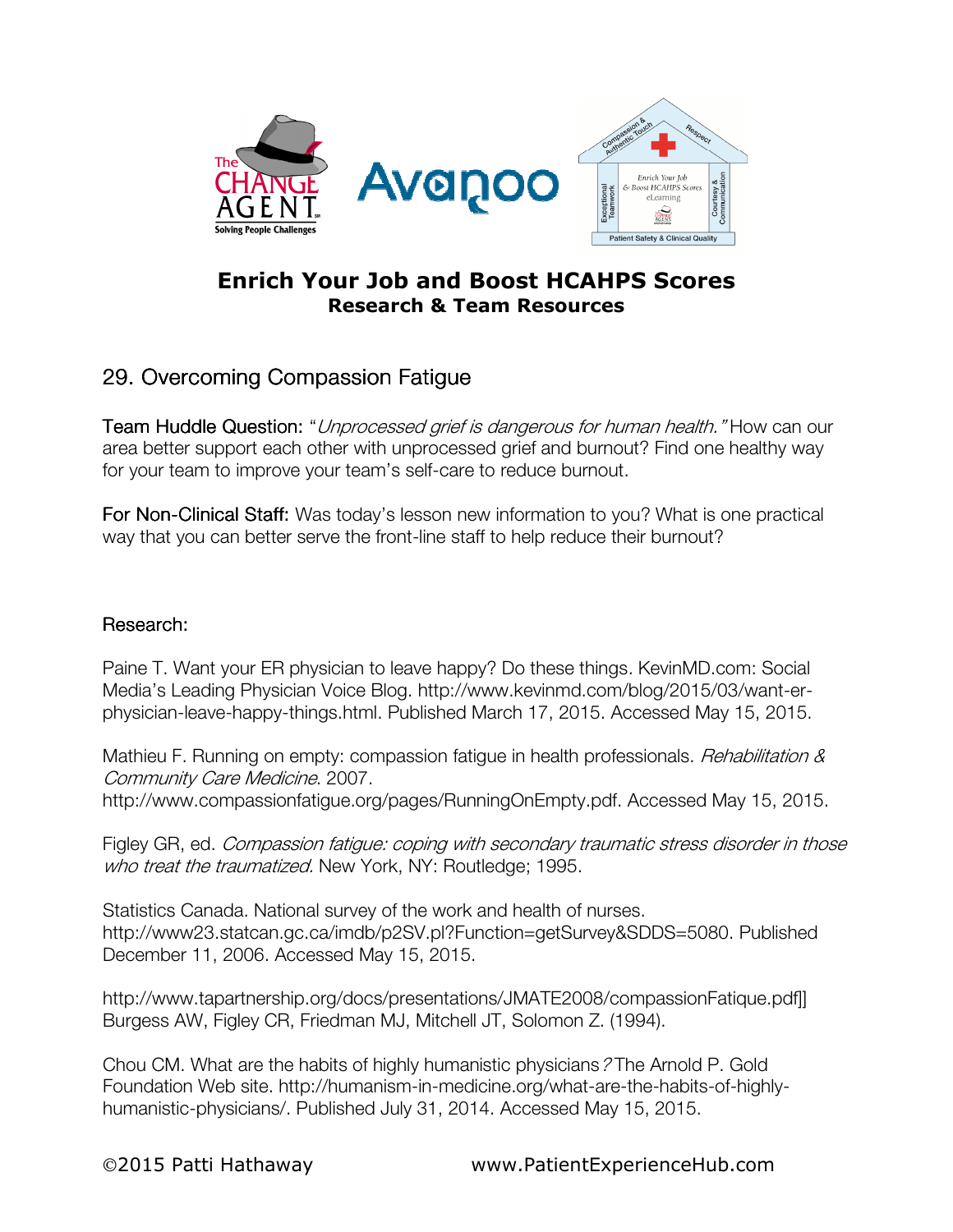# Enrich Your Job and Boost HCAHPS Scores

**Research & Team Resources**

## 29. Overcoming Compassion Fatigue

Team Huddle Question: "*Unprocessed grief is dangerous for human health.*" How can our area better support each other with unprocessed grief and burnout? Find one healthy way for your team to improve your team's self-care to reduce burnout.

For Non-Clinical Staff: Was today's lesson new information to you? What is one practical way that you can better serve the front-line staff to help reduce their burnout?

### Research:

Paine T. Want your ER physician to leave happy? Do these things. KevinMD.com: Social Media's Leading Physician Voice Blog. http://www.kevinmd.com/blog/2015/03/want-er-physician-leave-happy-things.html. Published March 17, 2015. Accessed May 15, 2015.

Mathieu F. Running on empty: compassion fatigue in health professionals. *Rehabilitation & Community Care Medicine*. 2007. http://www.compassionfatigue.org/pages/RunningOnEmpty.pdf. Accessed May 15, 2015.

Figley GR, ed. *Compassion fatigue: coping with secondary traumatic stress disorder in those who treat the traumatized.* New York, NY: Routledge; 1995.

Statistics Canada. National survey of the work and health of nurses. http://www23.statcan.gc.ca/imdb/p2SV.pl?Function=getSurvey&SDDS=5080. Published December 11, 2006. Accessed May 15, 2015.

http://www.tapartnership.org/docs/presentations/JMATE2008/compassionFatique.pdf]] Burgess AW, Figley CR, Friedman MJ, Mitchell JT, Solomon Z. (1994).

Chou CM. What are the habits of highly humanistic physicians*?* The Arnold P. Gold Foundation Web site. http://humanism-in-medicine.org/what-are-the-habits-of-highly-humanistic-physicians/. Published July 31, 2014. Accessed May 15, 2015.

©2015 Patti Hathaway www.PatientExperienceHub.com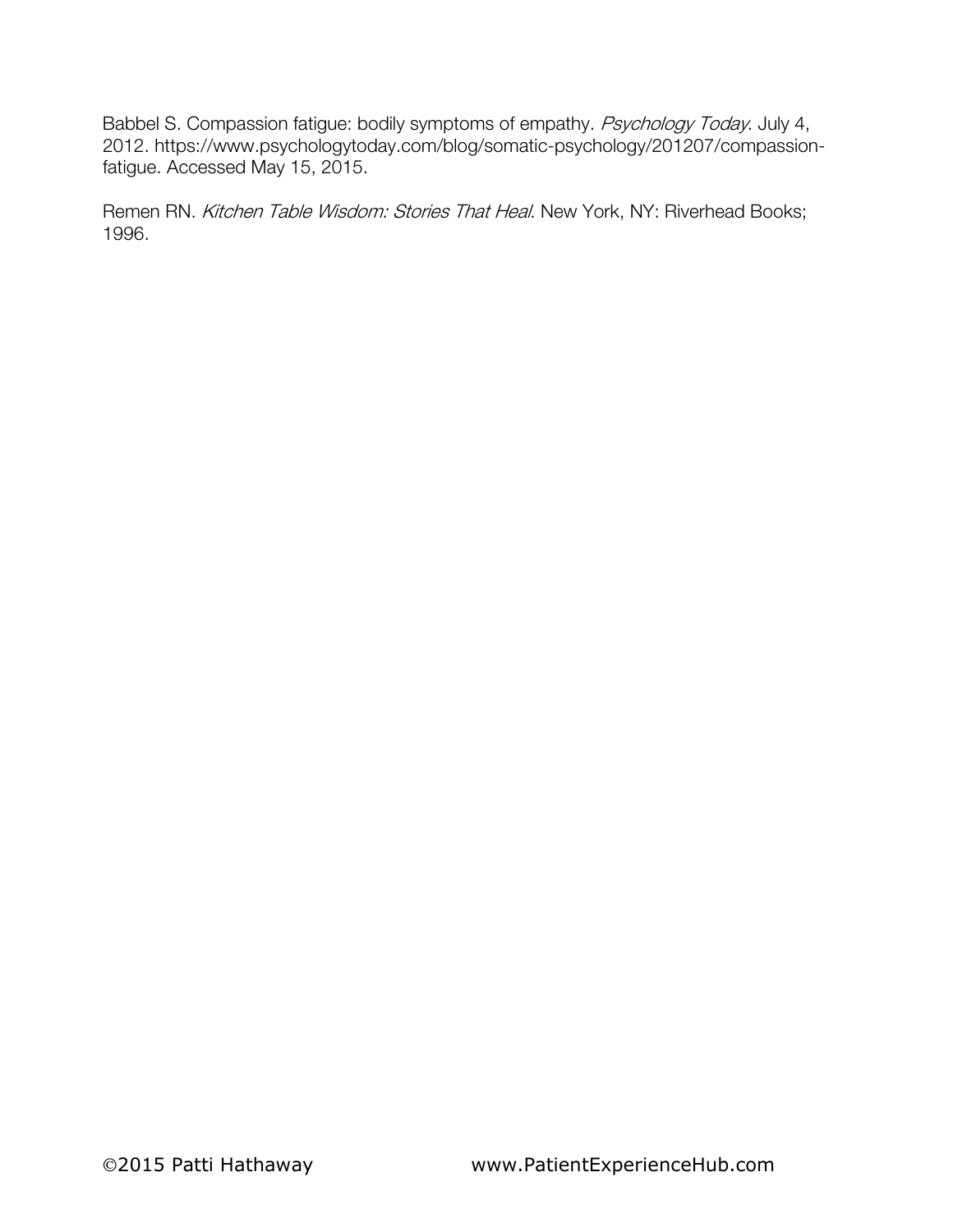Babbel S. Compassion fatigue: bodily symptoms of empathy. *Psychology Today*. July 4, 2012. https://www.psychologytoday.com/blog/somatic-psychology/201207/compassion-fatigue. Accessed May 15, 2015.

Remen RN. *Kitchen Table Wisdom: Stories That Heal*. New York, NY: Riverhead Books; 1996.